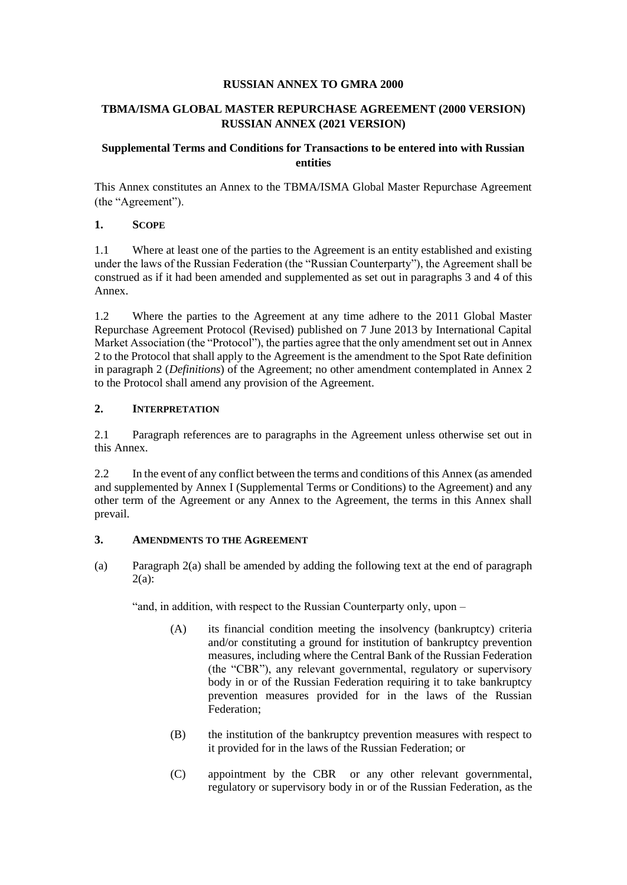**RUSSIAN ANNEX TO GMRA 2000**

**TBMA/ISMA GLOBAL MASTER REPURCHASE AGREEMENT (2000 VERSION) RUSSIAN ANNEX (2021 VERSION)**

**Supplemental Terms and Conditions for Transactions to be entered into with Russian entities**

This Annex constitutes an Annex to the TBMA/ISMA Global Master Repurchase Agreement (the "Agreement").

## 1. SCOPE

1.1 Where at least one of the parties to the Agreement is an entity established and existing under the laws of the Russian Federation (the "Russian Counterparty"), the Agreement shall be construed as if it had been amended and supplemented as set out in paragraphs 3 and 4 of this Annex.

1.2 Where the parties to the Agreement at any time adhere to the 2011 Global Master Repurchase Agreement Protocol (Revised) published on 7 June 2013 by International Capital Market Association (the "Protocol"), the parties agree that the only amendment set out in Annex 2 to the Protocol that shall apply to the Agreement is the amendment to the Spot Rate definition in paragraph 2 (*Definitions*) of the Agreement; no other amendment contemplated in Annex 2 to the Protocol shall amend any provision of the Agreement.

## 2. INTERPRETATION

2.1 Paragraph references are to paragraphs in the Agreement unless otherwise set out in this Annex.

2.2 In the event of any conflict between the terms and conditions of this Annex (as amended and supplemented by Annex I (Supplemental Terms or Conditions) to the Agreement) and any other term of the Agreement or any Annex to the Agreement, the terms in this Annex shall prevail.

## 3. AMENDMENTS TO THE AGREEMENT

(a) Paragraph 2(a) shall be amended by adding the following text at the end of paragraph 2(a):

"and, in addition, with respect to the Russian Counterparty only, upon –

(A) its financial condition meeting the insolvency (bankruptcy) criteria and/or constituting a ground for institution of bankruptcy prevention measures, including where the Central Bank of the Russian Federation (the "CBR"), any relevant governmental, regulatory or supervisory body in or of the Russian Federation requiring it to take bankruptcy prevention measures provided for in the laws of the Russian Federation;

(B) the institution of the bankruptcy prevention measures with respect to it provided for in the laws of the Russian Federation; or

(C) appointment by the CBR or any other relevant governmental, regulatory or supervisory body in or of the Russian Federation, as the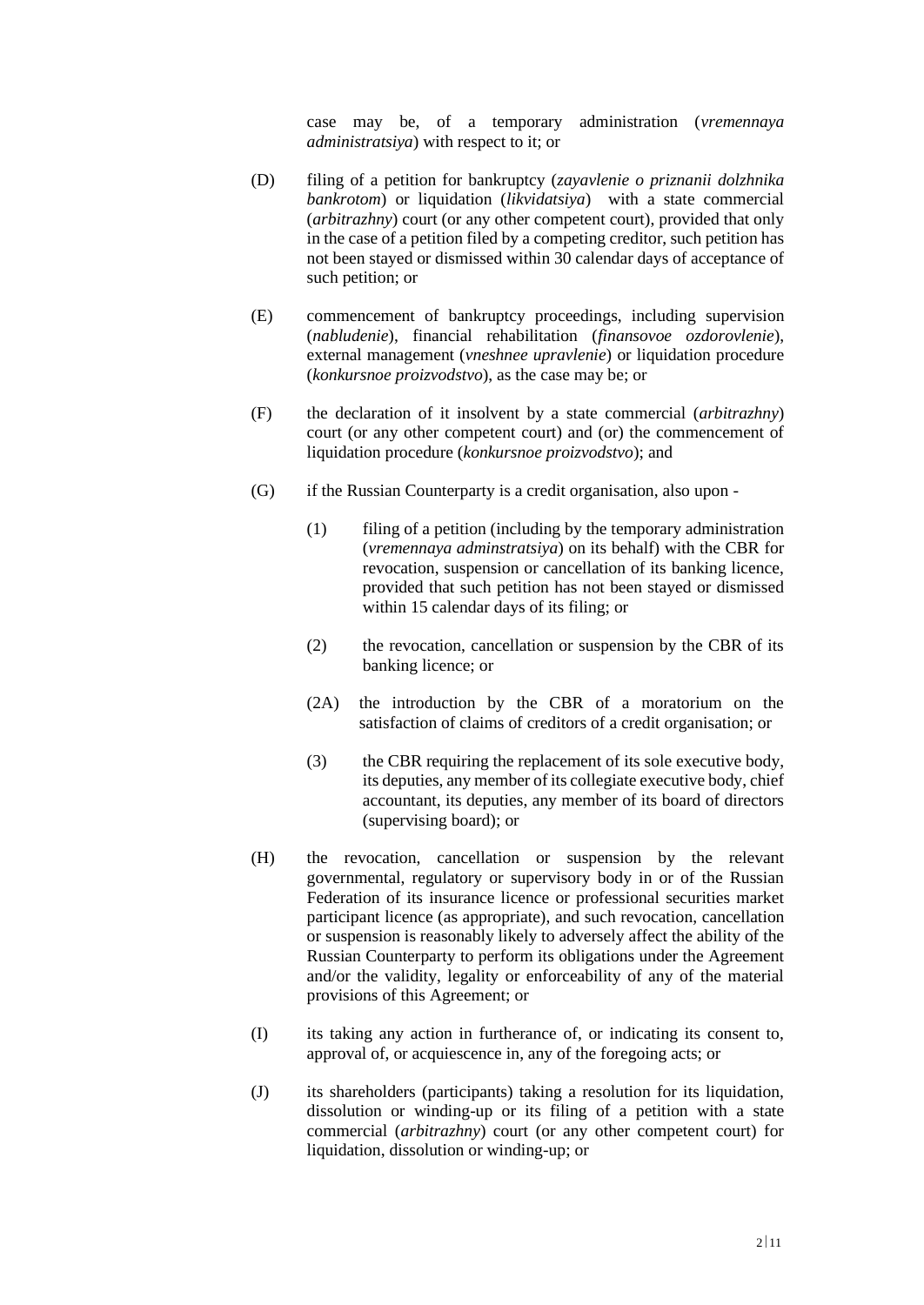case may be, of a temporary administration (*vremennaya administratsiya*) with respect to it; or

(D) filing of a petition for bankruptcy (*zayavlenie o priznanii dolzhnika bankrotom*) or liquidation (*likvidatsiya*) with a state commercial (*arbitrazhny*) court (or any other competent court), provided that only in the case of a petition filed by a competing creditor, such petition has not been stayed or dismissed within 30 calendar days of acceptance of such petition; or

(E) commencement of bankruptcy proceedings, including supervision (*nabludenie*), financial rehabilitation (*finansovoe ozdorovlenie*), external management (*vneshnee upravlenie*) or liquidation procedure (*konkursnoe proizvodstvo*), as the case may be; or

(F) the declaration of it insolvent by a state commercial (*arbitrazhny*) court (or any other competent court) and (or) the commencement of liquidation procedure (*konkursnoe proizvodstvo*); and

(G) if the Russian Counterparty is a credit organisation, also upon -

(1) filing of a petition (including by the temporary administration (*vremennaya adminstratsiya*) on its behalf) with the CBR for revocation, suspension or cancellation of its banking licence, provided that such petition has not been stayed or dismissed within 15 calendar days of its filing; or

(2) the revocation, cancellation or suspension by the CBR of its banking licence; or

(2A) the introduction by the CBR of a moratorium on the satisfaction of claims of creditors of a credit organisation; or

(3) the CBR requiring the replacement of its sole executive body, its deputies, any member of its collegiate executive body, chief accountant, its deputies, any member of its board of directors (supervising board); or

(H) the revocation, cancellation or suspension by the relevant governmental, regulatory or supervisory body in or of the Russian Federation of its insurance licence or professional securities market participant licence (as appropriate), and such revocation, cancellation or suspension is reasonably likely to adversely affect the ability of the Russian Counterparty to perform its obligations under the Agreement and/or the validity, legality or enforceability of any of the material provisions of this Agreement; or

(I) its taking any action in furtherance of, or indicating its consent to, approval of, or acquiescence in, any of the foregoing acts; or

(J) its shareholders (participants) taking a resolution for its liquidation, dissolution or winding-up or its filing of a petition with a state commercial (*arbitrazhny*) court (or any other competent court) for liquidation, dissolution or winding-up; or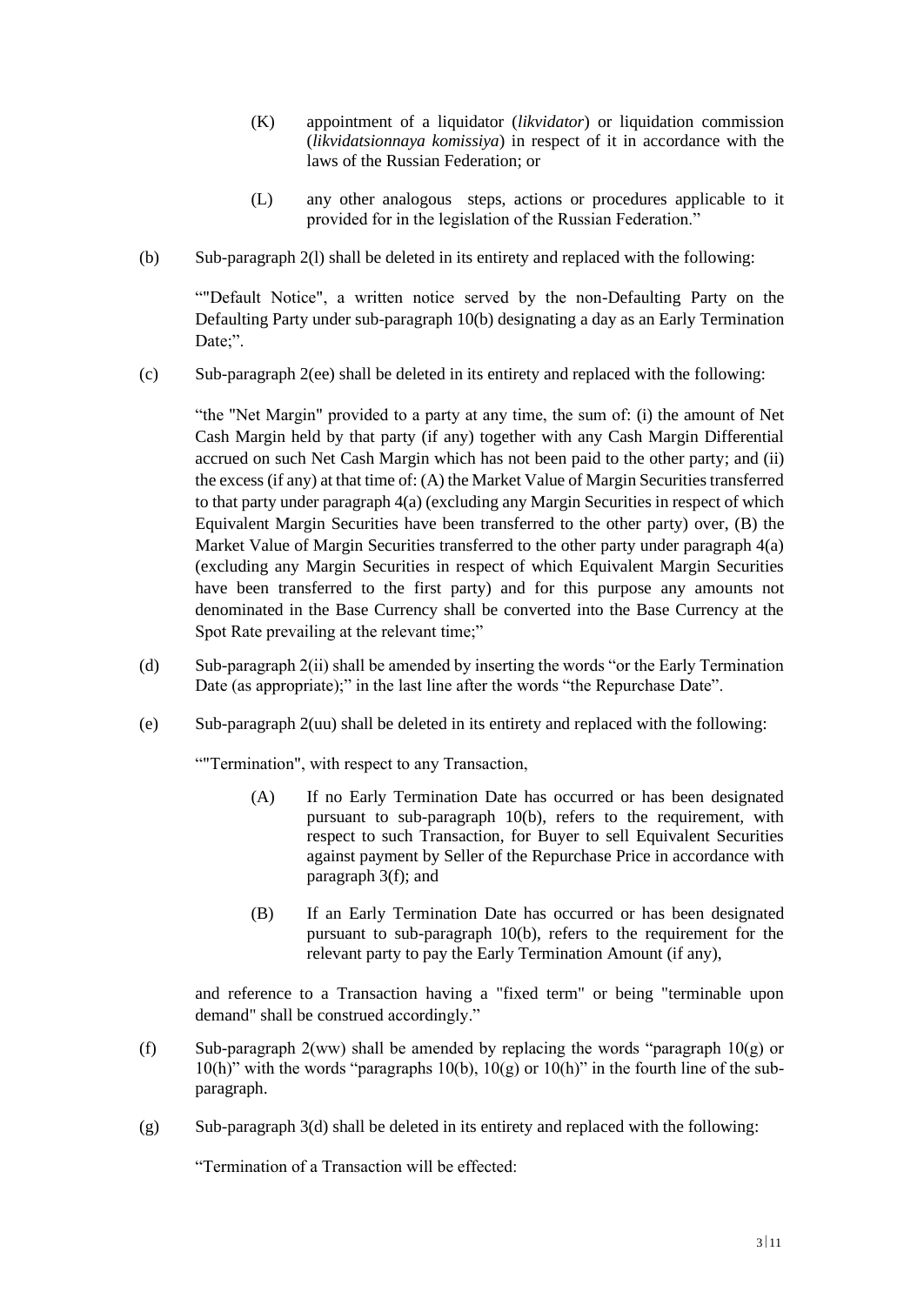(K) appointment of a liquidator (*likvidator*) or liquidation commission (*likvidatsionnaya komissiya*) in respect of it in accordance with the laws of the Russian Federation; or

(L) any other analogous steps, actions or procedures applicable to it provided for in the legislation of the Russian Federation."

(b) Sub-paragraph 2(l) shall be deleted in its entirety and replaced with the following:

""Default Notice", a written notice served by the non-Defaulting Party on the Defaulting Party under sub-paragraph 10(b) designating a day as an Early Termination Date;".

(c) Sub-paragraph 2(ee) shall be deleted in its entirety and replaced with the following:

"the "Net Margin" provided to a party at any time, the sum of: (i) the amount of Net Cash Margin held by that party (if any) together with any Cash Margin Differential accrued on such Net Cash Margin which has not been paid to the other party; and (ii) the excess (if any) at that time of: (A) the Market Value of Margin Securities transferred to that party under paragraph 4(a) (excluding any Margin Securities in respect of which Equivalent Margin Securities have been transferred to the other party) over, (B) the Market Value of Margin Securities transferred to the other party under paragraph 4(a) (excluding any Margin Securities in respect of which Equivalent Margin Securities have been transferred to the first party) and for this purpose any amounts not denominated in the Base Currency shall be converted into the Base Currency at the Spot Rate prevailing at the relevant time;"

(d) Sub-paragraph 2(ii) shall be amended by inserting the words "or the Early Termination Date (as appropriate);" in the last line after the words "the Repurchase Date".

(e) Sub-paragraph 2(uu) shall be deleted in its entirety and replaced with the following:

""Termination", with respect to any Transaction,

(A) If no Early Termination Date has occurred or has been designated pursuant to sub-paragraph 10(b), refers to the requirement, with respect to such Transaction, for Buyer to sell Equivalent Securities against payment by Seller of the Repurchase Price in accordance with paragraph 3(f); and

(B) If an Early Termination Date has occurred or has been designated pursuant to sub-paragraph 10(b), refers to the requirement for the relevant party to pay the Early Termination Amount (if any),

and reference to a Transaction having a "fixed term" or being "terminable upon demand" shall be construed accordingly."

(f) Sub-paragraph 2(ww) shall be amended by replacing the words "paragraph 10(g) or 10(h)" with the words "paragraphs 10(b), 10(g) or 10(h)" in the fourth line of the sub-paragraph.

(g) Sub-paragraph 3(d) shall be deleted in its entirety and replaced with the following:

"Termination of a Transaction will be effected: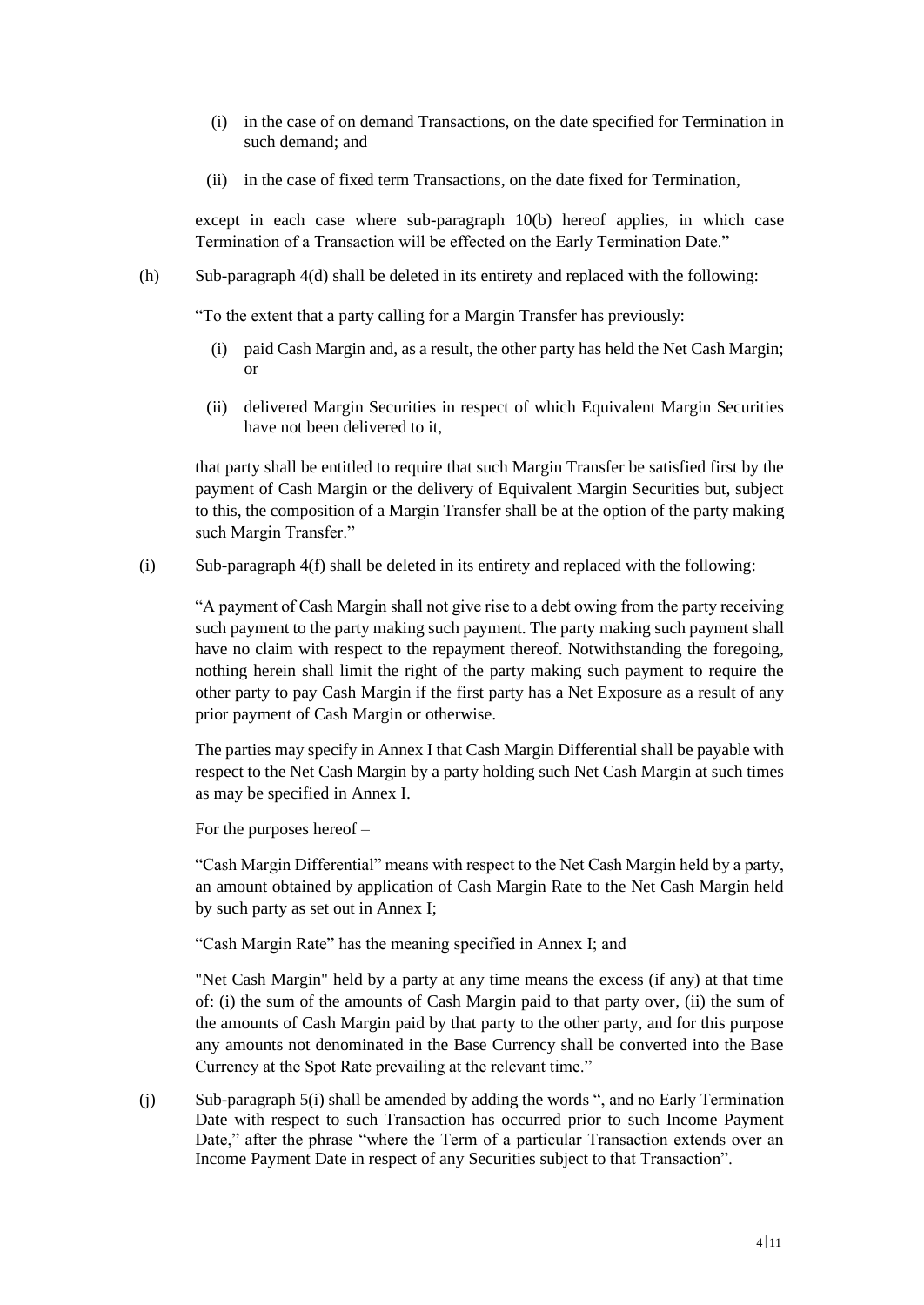(i) in the case of on demand Transactions, on the date specified for Termination in such demand; and

(ii) in the case of fixed term Transactions, on the date fixed for Termination,

except in each case where sub-paragraph 10(b) hereof applies, in which case Termination of a Transaction will be effected on the Early Termination Date."

(h) Sub-paragraph 4(d) shall be deleted in its entirety and replaced with the following:

"To the extent that a party calling for a Margin Transfer has previously:

(i) paid Cash Margin and, as a result, the other party has held the Net Cash Margin; or

(ii) delivered Margin Securities in respect of which Equivalent Margin Securities have not been delivered to it,

that party shall be entitled to require that such Margin Transfer be satisfied first by the payment of Cash Margin or the delivery of Equivalent Margin Securities but, subject to this, the composition of a Margin Transfer shall be at the option of the party making such Margin Transfer."

(i) Sub-paragraph 4(f) shall be deleted in its entirety and replaced with the following:

"A payment of Cash Margin shall not give rise to a debt owing from the party receiving such payment to the party making such payment. The party making such payment shall have no claim with respect to the repayment thereof. Notwithstanding the foregoing, nothing herein shall limit the right of the party making such payment to require the other party to pay Cash Margin if the first party has a Net Exposure as a result of any prior payment of Cash Margin or otherwise.

The parties may specify in Annex I that Cash Margin Differential shall be payable with respect to the Net Cash Margin by a party holding such Net Cash Margin at such times as may be specified in Annex I.

For the purposes hereof –

"Cash Margin Differential" means with respect to the Net Cash Margin held by a party, an amount obtained by application of Cash Margin Rate to the Net Cash Margin held by such party as set out in Annex I;

"Cash Margin Rate" has the meaning specified in Annex I; and

"Net Cash Margin" held by a party at any time means the excess (if any) at that time of: (i) the sum of the amounts of Cash Margin paid to that party over, (ii) the sum of the amounts of Cash Margin paid by that party to the other party, and for this purpose any amounts not denominated in the Base Currency shall be converted into the Base Currency at the Spot Rate prevailing at the relevant time."

(j) Sub-paragraph 5(i) shall be amended by adding the words ", and no Early Termination Date with respect to such Transaction has occurred prior to such Income Payment Date," after the phrase "where the Term of a particular Transaction extends over an Income Payment Date in respect of any Securities subject to that Transaction".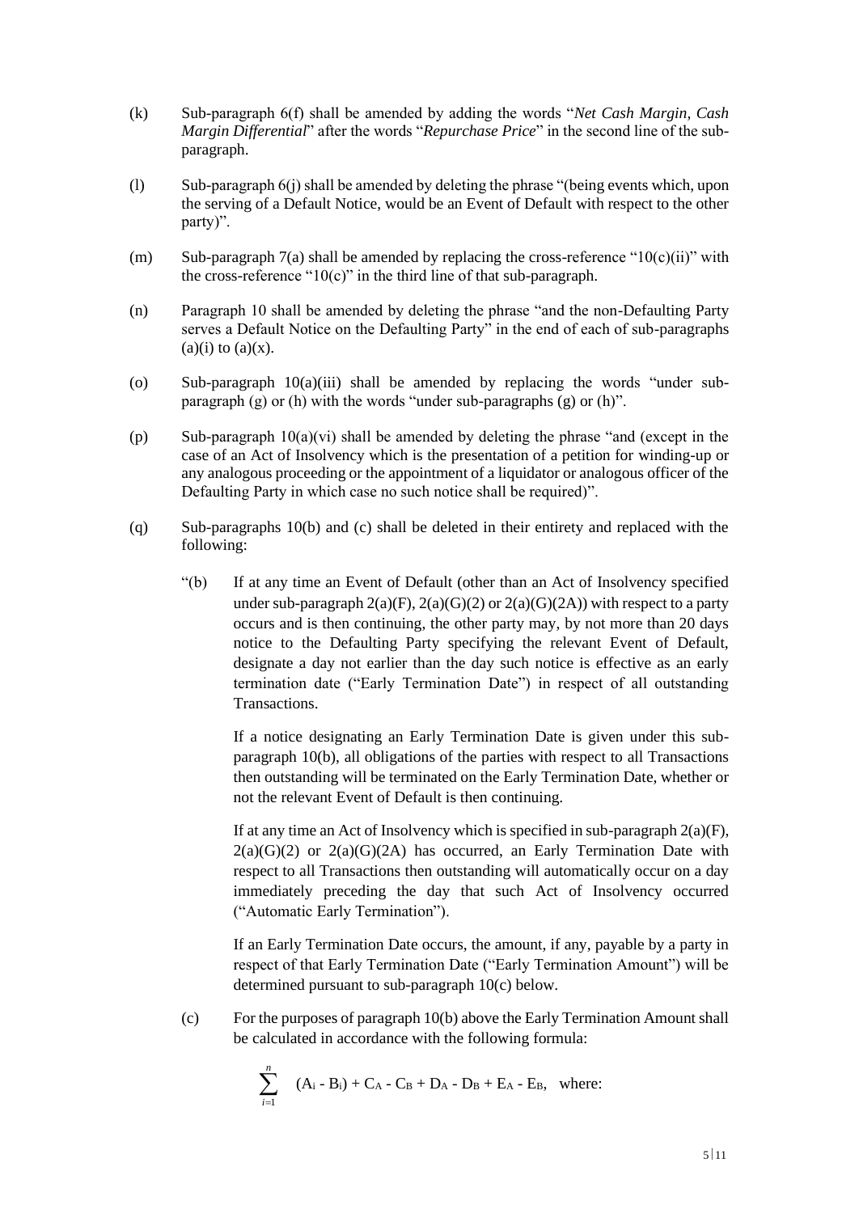(k) Sub-paragraph 6(f) shall be amended by adding the words "*Net Cash Margin, Cash Margin Differential*" after the words "*Repurchase Price*" in the second line of the sub-paragraph.

(l) Sub-paragraph 6(j) shall be amended by deleting the phrase "(being events which, upon the serving of a Default Notice, would be an Event of Default with respect to the other party)".

(m) Sub-paragraph 7(a) shall be amended by replacing the cross-reference "10(c)(ii)" with the cross-reference "10(c)" in the third line of that sub-paragraph.

(n) Paragraph 10 shall be amended by deleting the phrase "and the non-Defaulting Party serves a Default Notice on the Defaulting Party" in the end of each of sub-paragraphs (a)(i) to (a)(x).

(o) Sub-paragraph 10(a)(iii) shall be amended by replacing the words "under sub-paragraph (g) or (h) with the words "under sub-paragraphs (g) or (h)".

(p) Sub-paragraph 10(a)(vi) shall be amended by deleting the phrase "and (except in the case of an Act of Insolvency which is the presentation of a petition for winding-up or any analogous proceeding or the appointment of a liquidator or analogous officer of the Defaulting Party in which case no such notice shall be required)".

(q) Sub-paragraphs 10(b) and (c) shall be deleted in their entirety and replaced with the following:

"(b) If at any time an Event of Default (other than an Act of Insolvency specified under sub-paragraph 2(a)(F), 2(a)(G)(2) or 2(a)(G)(2A)) with respect to a party occurs and is then continuing, the other party may, by not more than 20 days notice to the Defaulting Party specifying the relevant Event of Default, designate a day not earlier than the day such notice is effective as an early termination date ("Early Termination Date") in respect of all outstanding Transactions.

If a notice designating an Early Termination Date is given under this sub-paragraph 10(b), all obligations of the parties with respect to all Transactions then outstanding will be terminated on the Early Termination Date, whether or not the relevant Event of Default is then continuing.

If at any time an Act of Insolvency which is specified in sub-paragraph 2(a)(F), 2(a)(G)(2) or 2(a)(G)(2A) has occurred, an Early Termination Date with respect to all Transactions then outstanding will automatically occur on a day immediately preceding the day that such Act of Insolvency occurred ("Automatic Early Termination").

If an Early Termination Date occurs, the amount, if any, payable by a party in respect of that Early Termination Date ("Early Termination Amount") will be determined pursuant to sub-paragraph 10(c) below.

(c) For the purposes of paragraph 10(b) above the Early Termination Amount shall be calculated in accordance with the following formula:

$$\sum_{i=1}^{n} (A_i - B_i) + C_A - C_B + D_A - D_B + E_A - E_B, \quad \text{where:}$$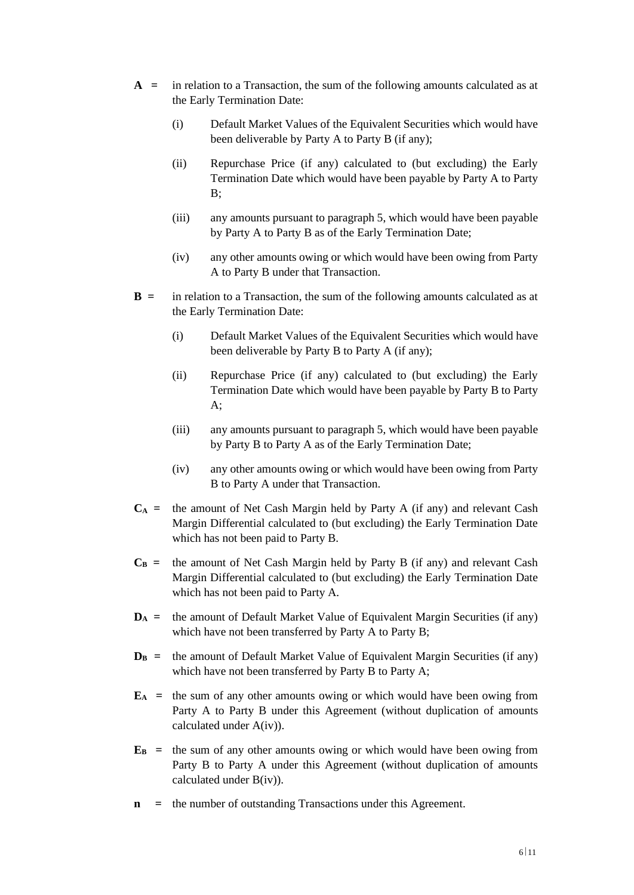**A** = in relation to a Transaction, the sum of the following amounts calculated as at the Early Termination Date:

(i) Default Market Values of the Equivalent Securities which would have been deliverable by Party A to Party B (if any);

(ii) Repurchase Price (if any) calculated to (but excluding) the Early Termination Date which would have been payable by Party A to Party B;

(iii) any amounts pursuant to paragraph 5, which would have been payable by Party A to Party B as of the Early Termination Date;

(iv) any other amounts owing or which would have been owing from Party A to Party B under that Transaction.

**B** = in relation to a Transaction, the sum of the following amounts calculated as at the Early Termination Date:

(i) Default Market Values of the Equivalent Securities which would have been deliverable by Party B to Party A (if any);

(ii) Repurchase Price (if any) calculated to (but excluding) the Early Termination Date which would have been payable by Party B to Party A;

(iii) any amounts pursuant to paragraph 5, which would have been payable by Party B to Party A as of the Early Termination Date;

(iv) any other amounts owing or which would have been owing from Party B to Party A under that Transaction.

$\mathbf{C_A}$ = the amount of Net Cash Margin held by Party A (if any) and relevant Cash Margin Differential calculated to (but excluding) the Early Termination Date which has not been paid to Party B.

$\mathbf{C_B}$ = the amount of Net Cash Margin held by Party B (if any) and relevant Cash Margin Differential calculated to (but excluding) the Early Termination Date which has not been paid to Party A.

$\mathbf{D_A}$ = the amount of Default Market Value of Equivalent Margin Securities (if any) which have not been transferred by Party A to Party B;

$\mathbf{D_B}$ = the amount of Default Market Value of Equivalent Margin Securities (if any) which have not been transferred by Party B to Party A;

$\mathbf{E_A}$ = the sum of any other amounts owing or which would have been owing from Party A to Party B under this Agreement (without duplication of amounts calculated under A(iv)).

$\mathbf{E_B}$ = the sum of any other amounts owing or which would have been owing from Party B to Party A under this Agreement (without duplication of amounts calculated under B(iv)).

**n** = the number of outstanding Transactions under this Agreement.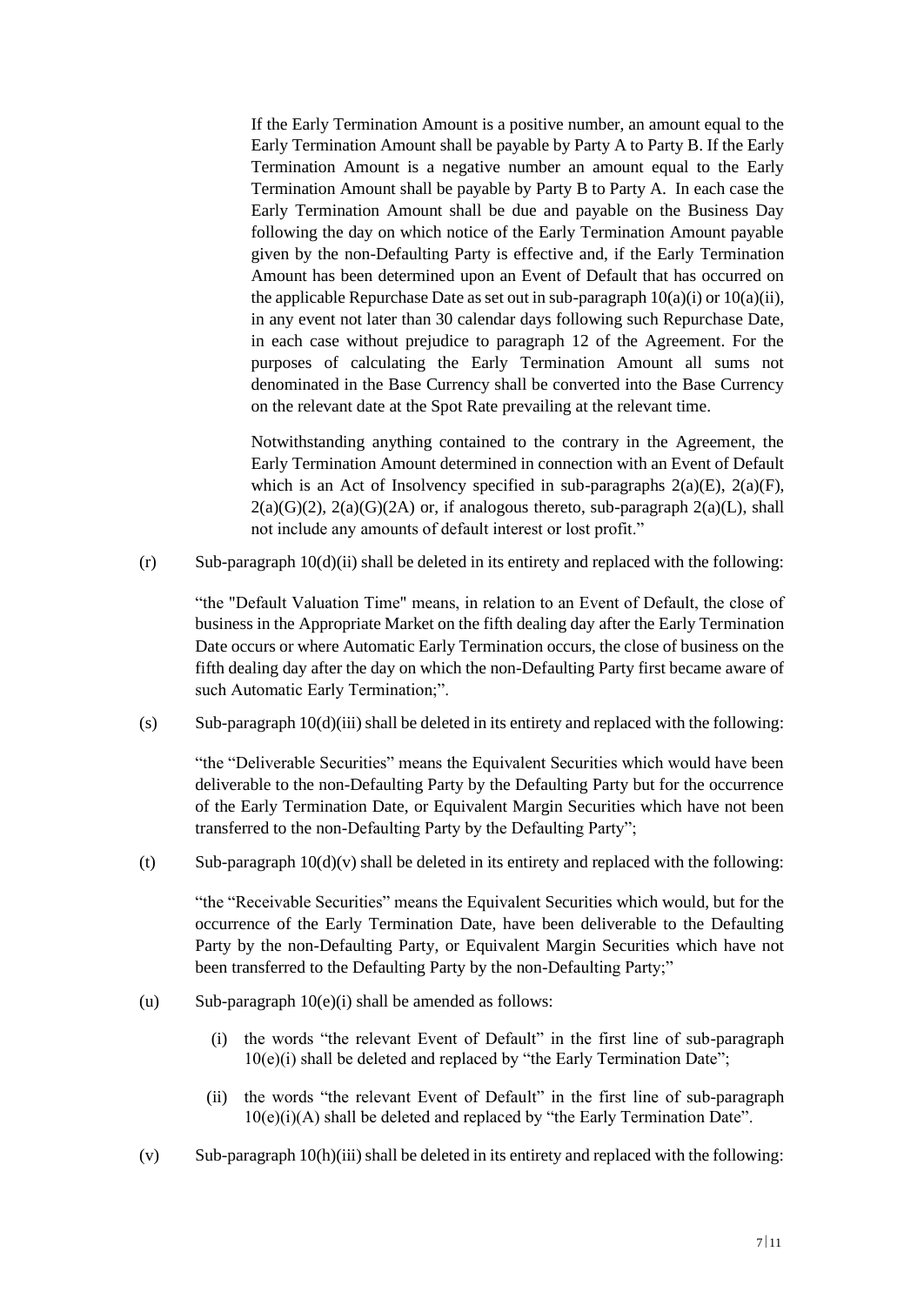If the Early Termination Amount is a positive number, an amount equal to the Early Termination Amount shall be payable by Party A to Party B. If the Early Termination Amount is a negative number an amount equal to the Early Termination Amount shall be payable by Party B to Party A. In each case the Early Termination Amount shall be due and payable on the Business Day following the day on which notice of the Early Termination Amount payable given by the non-Defaulting Party is effective and, if the Early Termination Amount has been determined upon an Event of Default that has occurred on the applicable Repurchase Date as set out in sub-paragraph 10(a)(i) or 10(a)(ii), in any event not later than 30 calendar days following such Repurchase Date, in each case without prejudice to paragraph 12 of the Agreement. For the purposes of calculating the Early Termination Amount all sums not denominated in the Base Currency shall be converted into the Base Currency on the relevant date at the Spot Rate prevailing at the relevant time.

Notwithstanding anything contained to the contrary in the Agreement, the Early Termination Amount determined in connection with an Event of Default which is an Act of Insolvency specified in sub-paragraphs 2(a)(E), 2(a)(F), 2(a)(G)(2), 2(a)(G)(2A) or, if analogous thereto, sub-paragraph 2(a)(L), shall not include any amounts of default interest or lost profit."

(r) Sub-paragraph 10(d)(ii) shall be deleted in its entirety and replaced with the following:

"the "Default Valuation Time" means, in relation to an Event of Default, the close of business in the Appropriate Market on the fifth dealing day after the Early Termination Date occurs or where Automatic Early Termination occurs, the close of business on the fifth dealing day after the day on which the non-Defaulting Party first became aware of such Automatic Early Termination;".

(s) Sub-paragraph 10(d)(iii) shall be deleted in its entirety and replaced with the following:

"the "Deliverable Securities" means the Equivalent Securities which would have been deliverable to the non-Defaulting Party by the Defaulting Party but for the occurrence of the Early Termination Date, or Equivalent Margin Securities which have not been transferred to the non-Defaulting Party by the Defaulting Party";

(t) Sub-paragraph 10(d)(v) shall be deleted in its entirety and replaced with the following:

"the "Receivable Securities" means the Equivalent Securities which would, but for the occurrence of the Early Termination Date, have been deliverable to the Defaulting Party by the non-Defaulting Party, or Equivalent Margin Securities which have not been transferred to the Defaulting Party by the non-Defaulting Party;"

(u) Sub-paragraph 10(e)(i) shall be amended as follows:

(i) the words "the relevant Event of Default" in the first line of sub-paragraph 10(e)(i) shall be deleted and replaced by "the Early Termination Date";

(ii) the words "the relevant Event of Default" in the first line of sub-paragraph 10(e)(i)(A) shall be deleted and replaced by "the Early Termination Date".

(v) Sub-paragraph 10(h)(iii) shall be deleted in its entirety and replaced with the following: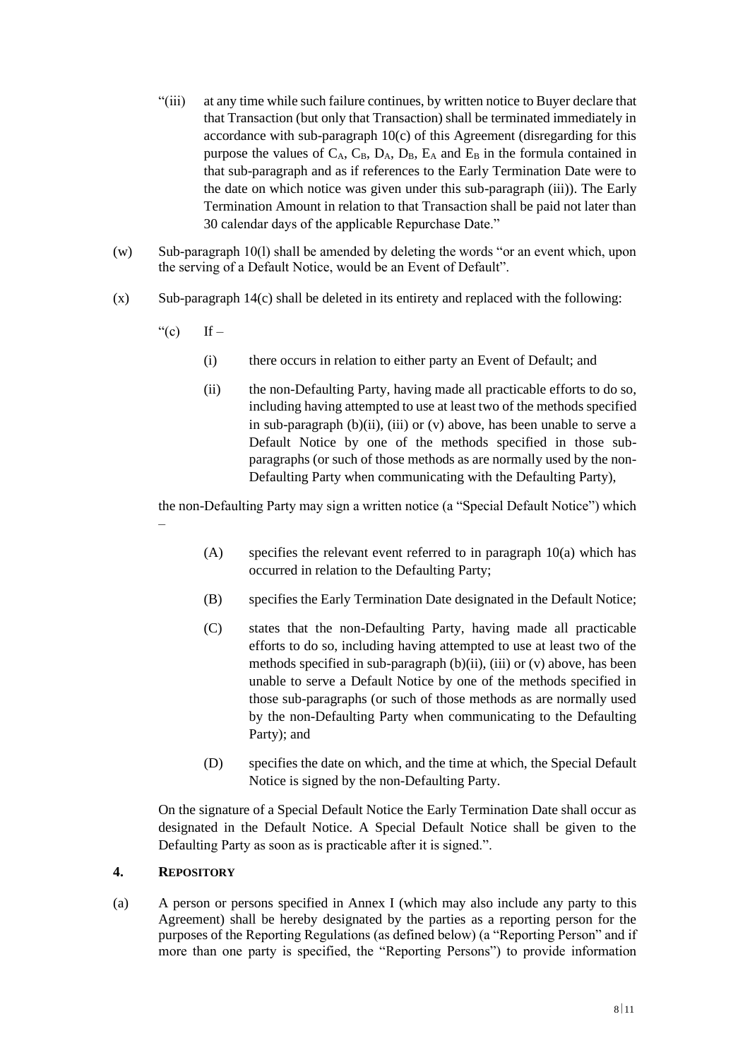"(iii) at any time while such failure continues, by written notice to Buyer declare that that Transaction (but only that Transaction) shall be terminated immediately in accordance with sub-paragraph 10(c) of this Agreement (disregarding for this purpose the values of $C_A$, $C_B$, $D_A$, $D_B$, $E_A$ and $E_B$ in the formula contained in that sub-paragraph and as if references to the Early Termination Date were to the date on which notice was given under this sub-paragraph (iii)). The Early Termination Amount in relation to that Transaction shall be paid not later than 30 calendar days of the applicable Repurchase Date."

(w) Sub-paragraph 10(l) shall be amended by deleting the words "or an event which, upon the serving of a Default Notice, would be an Event of Default".

(x) Sub-paragraph 14(c) shall be deleted in its entirety and replaced with the following:

"(c) If –

(i) there occurs in relation to either party an Event of Default; and

(ii) the non-Defaulting Party, having made all practicable efforts to do so, including having attempted to use at least two of the methods specified in sub-paragraph (b)(ii), (iii) or (v) above, has been unable to serve a Default Notice by one of the methods specified in those sub-paragraphs (or such of those methods as are normally used by the non-Defaulting Party when communicating with the Defaulting Party),

the non-Defaulting Party may sign a written notice (a "Special Default Notice") which –

(A) specifies the relevant event referred to in paragraph 10(a) which has occurred in relation to the Defaulting Party;

(B) specifies the Early Termination Date designated in the Default Notice;

(C) states that the non-Defaulting Party, having made all practicable efforts to do so, including having attempted to use at least two of the methods specified in sub-paragraph (b)(ii), (iii) or (v) above, has been unable to serve a Default Notice by one of the methods specified in those sub-paragraphs (or such of those methods as are normally used by the non-Defaulting Party when communicating to the Defaulting Party); and

(D) specifies the date on which, and the time at which, the Special Default Notice is signed by the non-Defaulting Party.

On the signature of a Special Default Notice the Early Termination Date shall occur as designated in the Default Notice. A Special Default Notice shall be given to the Defaulting Party as soon as is practicable after it is signed.".

## 4. REPOSITORY

(a) A person or persons specified in Annex I (which may also include any party to this Agreement) shall be hereby designated by the parties as a reporting person for the purposes of the Reporting Regulations (as defined below) (a "Reporting Person" and if more than one party is specified, the "Reporting Persons") to provide information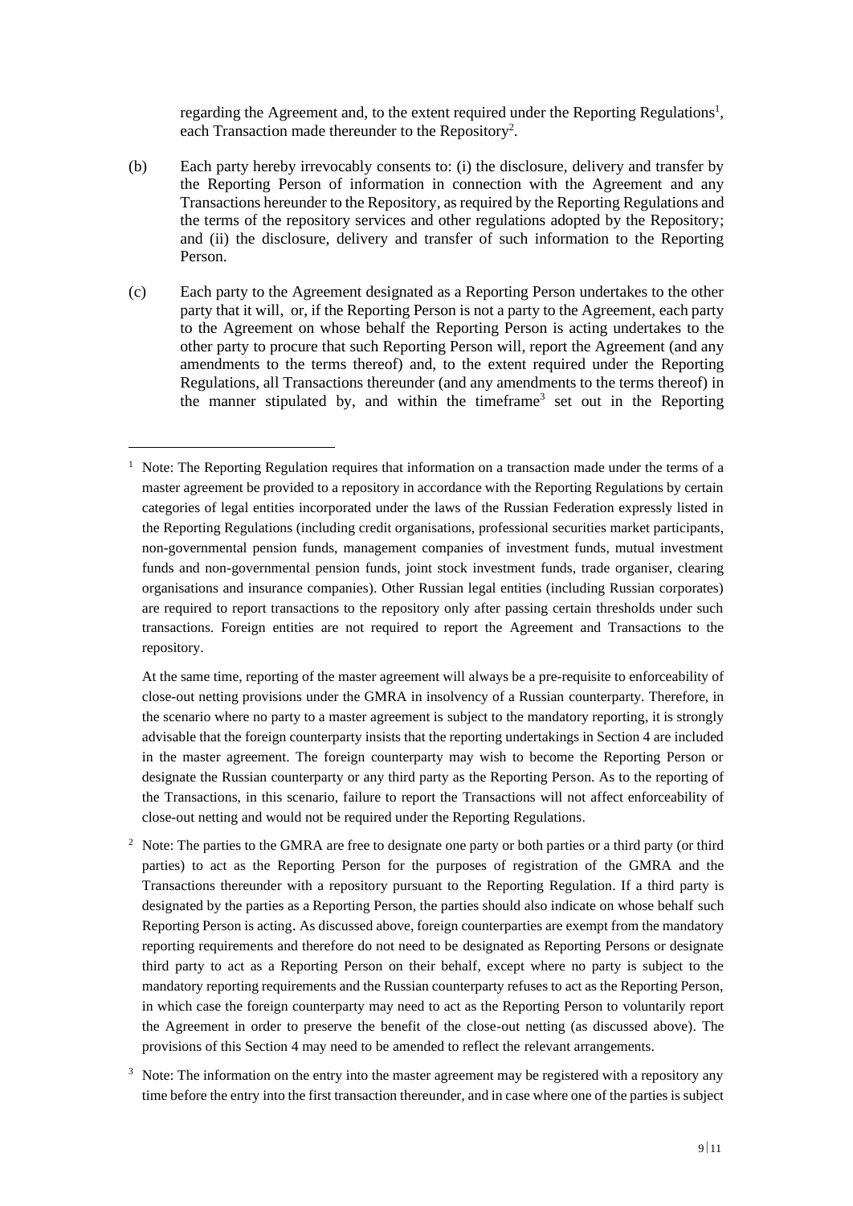regarding the Agreement and, to the extent required under the Reporting Regulations[1], each Transaction made thereunder to the Repository[2].

(b) Each party hereby irrevocably consents to: (i) the disclosure, delivery and transfer by the Reporting Person of information in connection with the Agreement and any Transactions hereunder to the Repository, as required by the Reporting Regulations and the terms of the repository services and other regulations adopted by the Repository; and (ii) the disclosure, delivery and transfer of such information to the Reporting Person.

(c) Each party to the Agreement designated as a Reporting Person undertakes to the other party that it will, or, if the Reporting Person is not a party to the Agreement, each party to the Agreement on whose behalf the Reporting Person is acting undertakes to the other party to procure that such Reporting Person will, report the Agreement (and any amendments to the terms thereof) and, to the extent required under the Reporting Regulations, all Transactions thereunder (and any amendments to the terms thereof) in the manner stipulated by, and within the timeframe[3] set out in the Reporting

---

[1] Note: The Reporting Regulation requires that information on a transaction made under the terms of a master agreement be provided to a repository in accordance with the Reporting Regulations by certain categories of legal entities incorporated under the laws of the Russian Federation expressly listed in the Reporting Regulations (including credit organisations, professional securities market participants, non-governmental pension funds, management companies of investment funds, mutual investment funds and non-governmental pension funds, joint stock investment funds, trade organiser, clearing organisations and insurance companies). Other Russian legal entities (including Russian corporates) are required to report transactions to the repository only after passing certain thresholds under such transactions. Foreign entities are not required to report the Agreement and Transactions to the repository.

At the same time, reporting of the master agreement will always be a pre-requisite to enforceability of close-out netting provisions under the GMRA in insolvency of a Russian counterparty. Therefore, in the scenario where no party to a master agreement is subject to the mandatory reporting, it is strongly advisable that the foreign counterparty insists that the reporting undertakings in Section 4 are included in the master agreement. The foreign counterparty may wish to become the Reporting Person or designate the Russian counterparty or any third party as the Reporting Person. As to the reporting of the Transactions, in this scenario, failure to report the Transactions will not affect enforceability of close-out netting and would not be required under the Reporting Regulations.

[2] Note: The parties to the GMRA are free to designate one party or both parties or a third party (or third parties) to act as the Reporting Person for the purposes of registration of the GMRA and the Transactions thereunder with a repository pursuant to the Reporting Regulation. If a third party is designated by the parties as a Reporting Person, the parties should also indicate on whose behalf such Reporting Person is acting. As discussed above, foreign counterparties are exempt from the mandatory reporting requirements and therefore do not need to be designated as Reporting Persons or designate third party to act as a Reporting Person on their behalf, except where no party is subject to the mandatory reporting requirements and the Russian counterparty refuses to act as the Reporting Person, in which case the foreign counterparty may need to act as the Reporting Person to voluntarily report the Agreement in order to preserve the benefit of the close-out netting (as discussed above). The provisions of this Section 4 may need to be amended to reflect the relevant arrangements.

[3] Note: The information on the entry into the master agreement may be registered with a repository any time before the entry into the first transaction thereunder, and in case where one of the parties is subject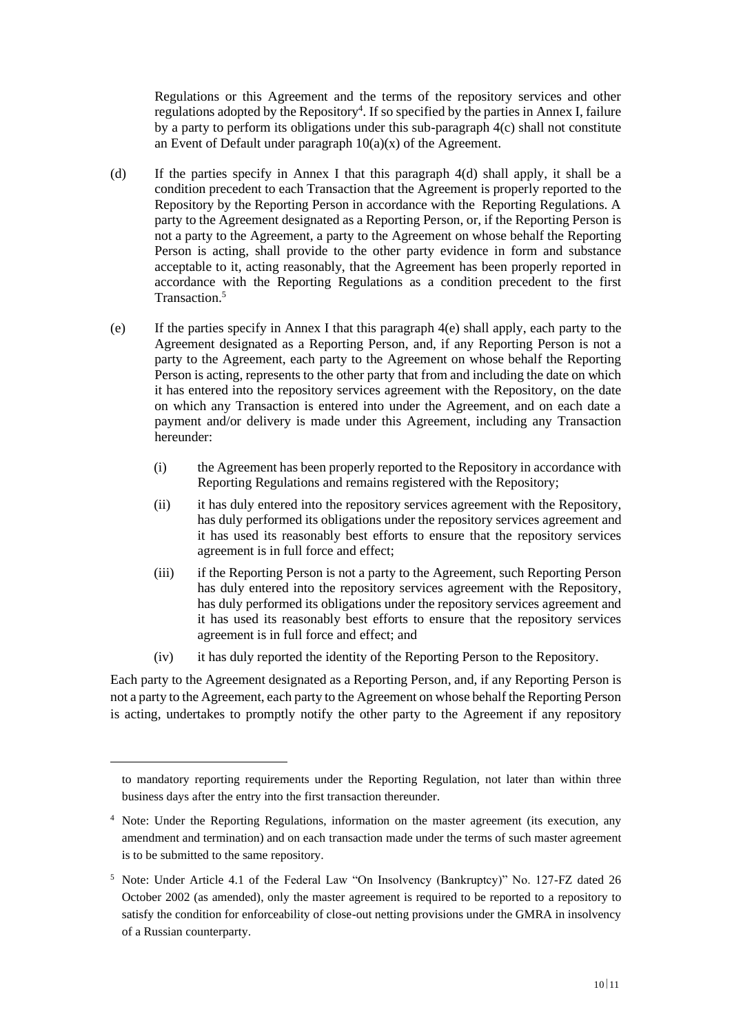Regulations or this Agreement and the terms of the repository services and other regulations adopted by the Repository[4]. If so specified by the parties in Annex I, failure by a party to perform its obligations under this sub-paragraph 4(c) shall not constitute an Event of Default under paragraph 10(a)(x) of the Agreement.

(d) If the parties specify in Annex I that this paragraph 4(d) shall apply, it shall be a condition precedent to each Transaction that the Agreement is properly reported to the Repository by the Reporting Person in accordance with the Reporting Regulations. A party to the Agreement designated as a Reporting Person, or, if the Reporting Person is not a party to the Agreement, a party to the Agreement on whose behalf the Reporting Person is acting, shall provide to the other party evidence in form and substance acceptable to it, acting reasonably, that the Agreement has been properly reported in accordance with the Reporting Regulations as a condition precedent to the first Transaction.[5]

(e) If the parties specify in Annex I that this paragraph 4(e) shall apply, each party to the Agreement designated as a Reporting Person, and, if any Reporting Person is not a party to the Agreement, each party to the Agreement on whose behalf the Reporting Person is acting, represents to the other party that from and including the date on which it has entered into the repository services agreement with the Repository, on the date on which any Transaction is entered into under the Agreement, and on each date a payment and/or delivery is made under this Agreement, including any Transaction hereunder:

(i) the Agreement has been properly reported to the Repository in accordance with Reporting Regulations and remains registered with the Repository;

(ii) it has duly entered into the repository services agreement with the Repository, has duly performed its obligations under the repository services agreement and it has used its reasonably best efforts to ensure that the repository services agreement is in full force and effect;

(iii) if the Reporting Person is not a party to the Agreement, such Reporting Person has duly entered into the repository services agreement with the Repository, has duly performed its obligations under the repository services agreement and it has used its reasonably best efforts to ensure that the repository services agreement is in full force and effect; and

(iv) it has duly reported the identity of the Reporting Person to the Repository.

Each party to the Agreement designated as a Reporting Person, and, if any Reporting Person is not a party to the Agreement, each party to the Agreement on whose behalf the Reporting Person is acting, undertakes to promptly notify the other party to the Agreement if any repository

---

to mandatory reporting requirements under the Reporting Regulation, not later than within three business days after the entry into the first transaction thereunder.

[4] Note: Under the Reporting Regulations, information on the master agreement (its execution, any amendment and termination) and on each transaction made under the terms of such master agreement is to be submitted to the same repository.

[5] Note: Under Article 4.1 of the Federal Law "On Insolvency (Bankruptcy)" No. 127-FZ dated 26 October 2002 (as amended), only the master agreement is required to be reported to a repository to satisfy the condition for enforceability of close-out netting provisions under the GMRA in insolvency of a Russian counterparty.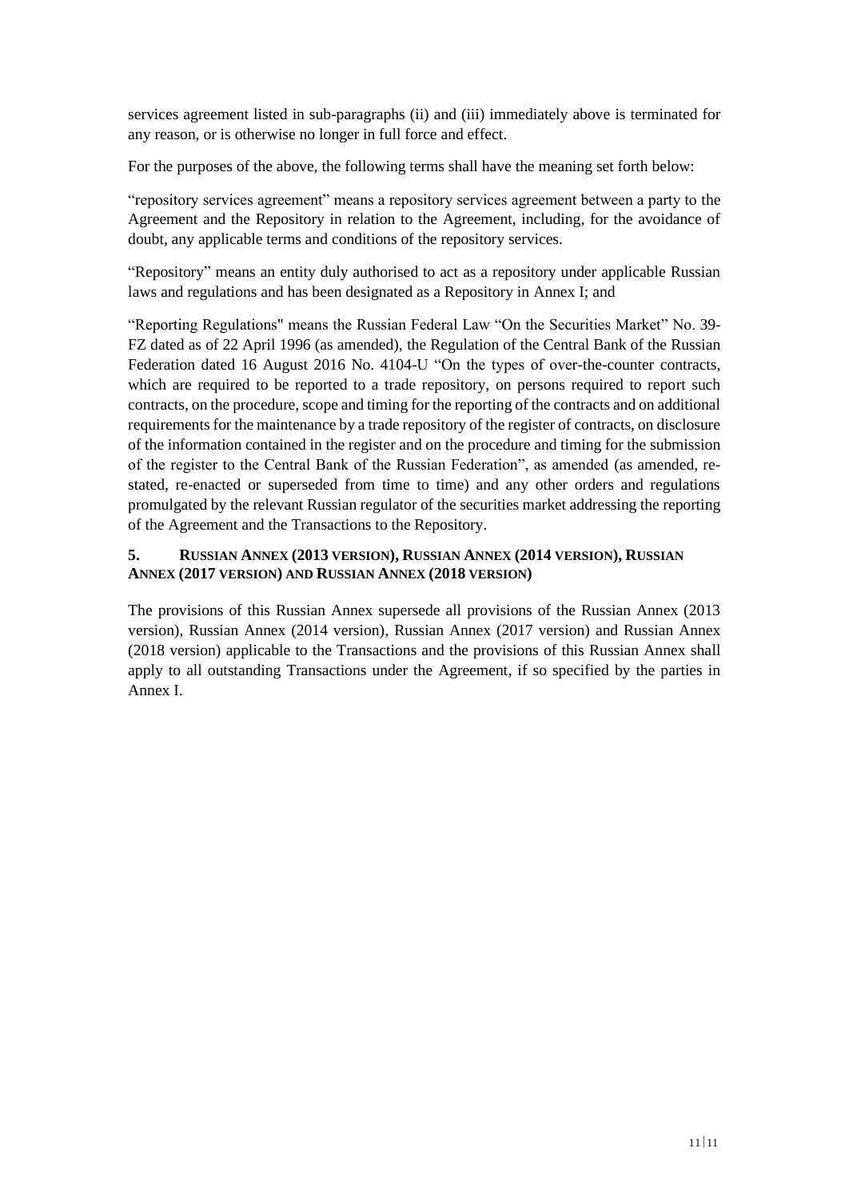services agreement listed in sub-paragraphs (ii) and (iii) immediately above is terminated for any reason, or is otherwise no longer in full force and effect.

For the purposes of the above, the following terms shall have the meaning set forth below:

"repository services agreement" means a repository services agreement between a party to the Agreement and the Repository in relation to the Agreement, including, for the avoidance of doubt, any applicable terms and conditions of the repository services.

"Repository" means an entity duly authorised to act as a repository under applicable Russian laws and regulations and has been designated as a Repository in Annex I; and

"Reporting Regulations" means the Russian Federal Law "On the Securities Market" No. 39-FZ dated as of 22 April 1996 (as amended), the Regulation of the Central Bank of the Russian Federation dated 16 August 2016 No. 4104-U "On the types of over-the-counter contracts, which are required to be reported to a trade repository, on persons required to report such contracts, on the procedure, scope and timing for the reporting of the contracts and on additional requirements for the maintenance by a trade repository of the register of contracts, on disclosure of the information contained in the register and on the procedure and timing for the submission of the register to the Central Bank of the Russian Federation", as amended (as amended, re-stated, re-enacted or superseded from time to time) and any other orders and regulations promulgated by the relevant Russian regulator of the securities market addressing the reporting of the Agreement and the Transactions to the Repository.

## 5. RUSSIAN ANNEX (2013 VERSION), RUSSIAN ANNEX (2014 VERSION), RUSSIAN ANNEX (2017 VERSION) AND RUSSIAN ANNEX (2018 VERSION)

The provisions of this Russian Annex supersede all provisions of the Russian Annex (2013 version), Russian Annex (2014 version), Russian Annex (2017 version) and Russian Annex (2018 version) applicable to the Transactions and the provisions of this Russian Annex shall apply to all outstanding Transactions under the Agreement, if so specified by the parties in Annex I.